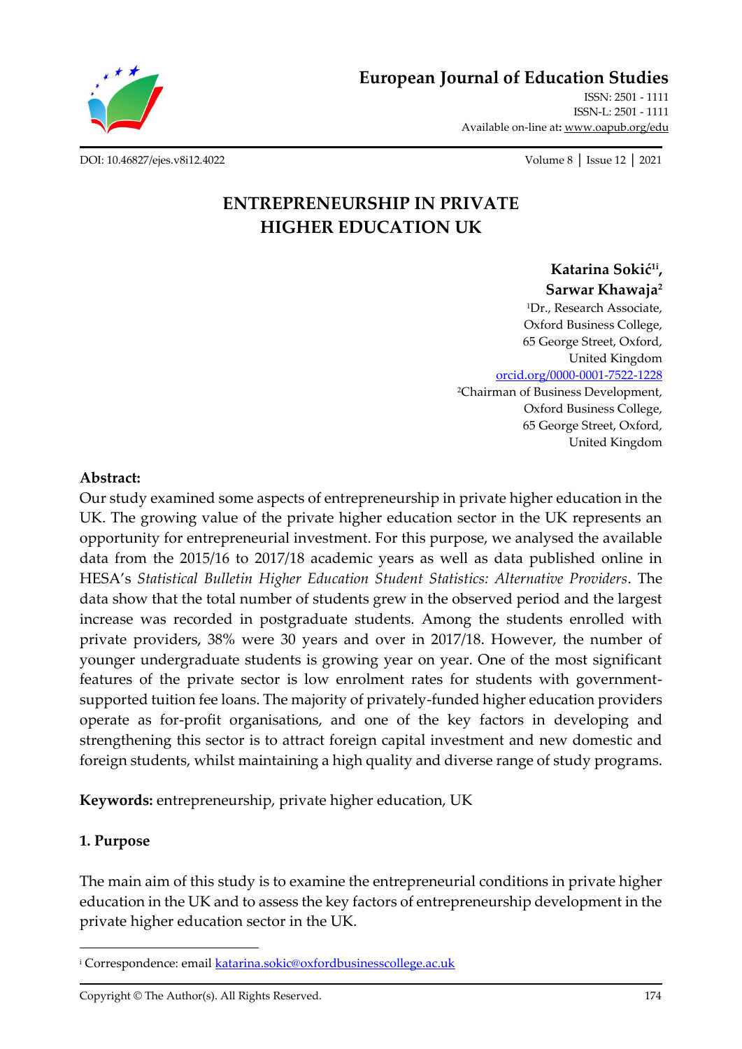# ENTREPRENEURSHIP IN PRIVATE HIGHER EDUCATION UK

**Katarina Sokić[1i], Sarwar Khawaja[2]**

[1]Dr., Research Associate,
Oxford Business College,
65 George Street, Oxford,
United Kingdom
orcid.org/0000-0001-7522-1228

[2]Chairman of Business Development,
Oxford Business College,
65 George Street, Oxford,
United Kingdom

**Abstract:**

Our study examined some aspects of entrepreneurship in private higher education in the UK. The growing value of the private higher education sector in the UK represents an opportunity for entrepreneurial investment. For this purpose, we analysed the available data from the 2015/16 to 2017/18 academic years as well as data published online in HESA's *Statistical Bulletin Higher Education Student Statistics: Alternative Providers*. The data show that the total number of students grew in the observed period and the largest increase was recorded in postgraduate students. Among the students enrolled with private providers, 38% were 30 years and over in 2017/18. However, the number of younger undergraduate students is growing year on year. One of the most significant features of the private sector is low enrolment rates for students with government-supported tuition fee loans. The majority of privately-funded higher education providers operate as for-profit organisations, and one of the key factors in developing and strengthening this sector is to attract foreign capital investment and new domestic and foreign students, whilst maintaining a high quality and diverse range of study programs.

**Keywords:** entrepreneurship, private higher education, UK

## 1. Purpose

The main aim of this study is to examine the entrepreneurial conditions in private higher education in the UK and to assess the key factors of entrepreneurship development in the private higher education sector in the UK.

---

[i] Correspondence: email katarina.sokic@oxfordbusinesscollege.ac.uk

Copyright © The Author(s). All Rights Reserved.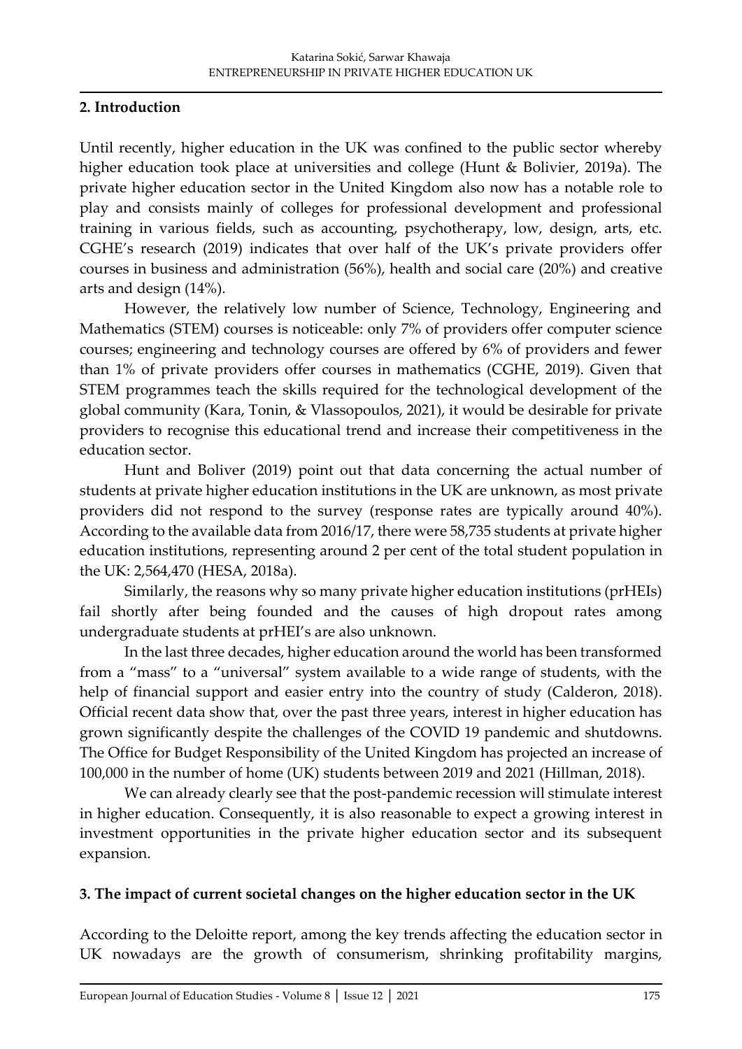## 2. Introduction

Until recently, higher education in the UK was confined to the public sector whereby higher education took place at universities and college (Hunt & Bolivier, 2019a). The private higher education sector in the United Kingdom also now has a notable role to play and consists mainly of colleges for professional development and professional training in various fields, such as accounting, psychotherapy, low, design, arts, etc. CGHE's research (2019) indicates that over half of the UK's private providers offer courses in business and administration (56%), health and social care (20%) and creative arts and design (14%).

However, the relatively low number of Science, Technology, Engineering and Mathematics (STEM) courses is noticeable: only 7% of providers offer computer science courses; engineering and technology courses are offered by 6% of providers and fewer than 1% of private providers offer courses in mathematics (CGHE, 2019). Given that STEM programmes teach the skills required for the technological development of the global community (Kara, Tonin, & Vlassopoulos, 2021), it would be desirable for private providers to recognise this educational trend and increase their competitiveness in the education sector.

Hunt and Boliver (2019) point out that data concerning the actual number of students at private higher education institutions in the UK are unknown, as most private providers did not respond to the survey (response rates are typically around 40%). According to the available data from 2016/17, there were 58,735 students at private higher education institutions, representing around 2 per cent of the total student population in the UK: 2,564,470 (HESA, 2018a).

Similarly, the reasons why so many private higher education institutions (prHEIs) fail shortly after being founded and the causes of high dropout rates among undergraduate students at prHEI's are also unknown.

In the last three decades, higher education around the world has been transformed from a "mass" to a "universal" system available to a wide range of students, with the help of financial support and easier entry into the country of study (Calderon, 2018). Official recent data show that, over the past three years, interest in higher education has grown significantly despite the challenges of the COVID 19 pandemic and shutdowns. The Office for Budget Responsibility of the United Kingdom has projected an increase of 100,000 in the number of home (UK) students between 2019 and 2021 (Hillman, 2018).

We can already clearly see that the post-pandemic recession will stimulate interest in higher education. Consequently, it is also reasonable to expect a growing interest in investment opportunities in the private higher education sector and its subsequent expansion.

## 3. The impact of current societal changes on the higher education sector in the UK

According to the Deloitte report, among the key trends affecting the education sector in UK nowadays are the growth of consumerism, shrinking profitability margins,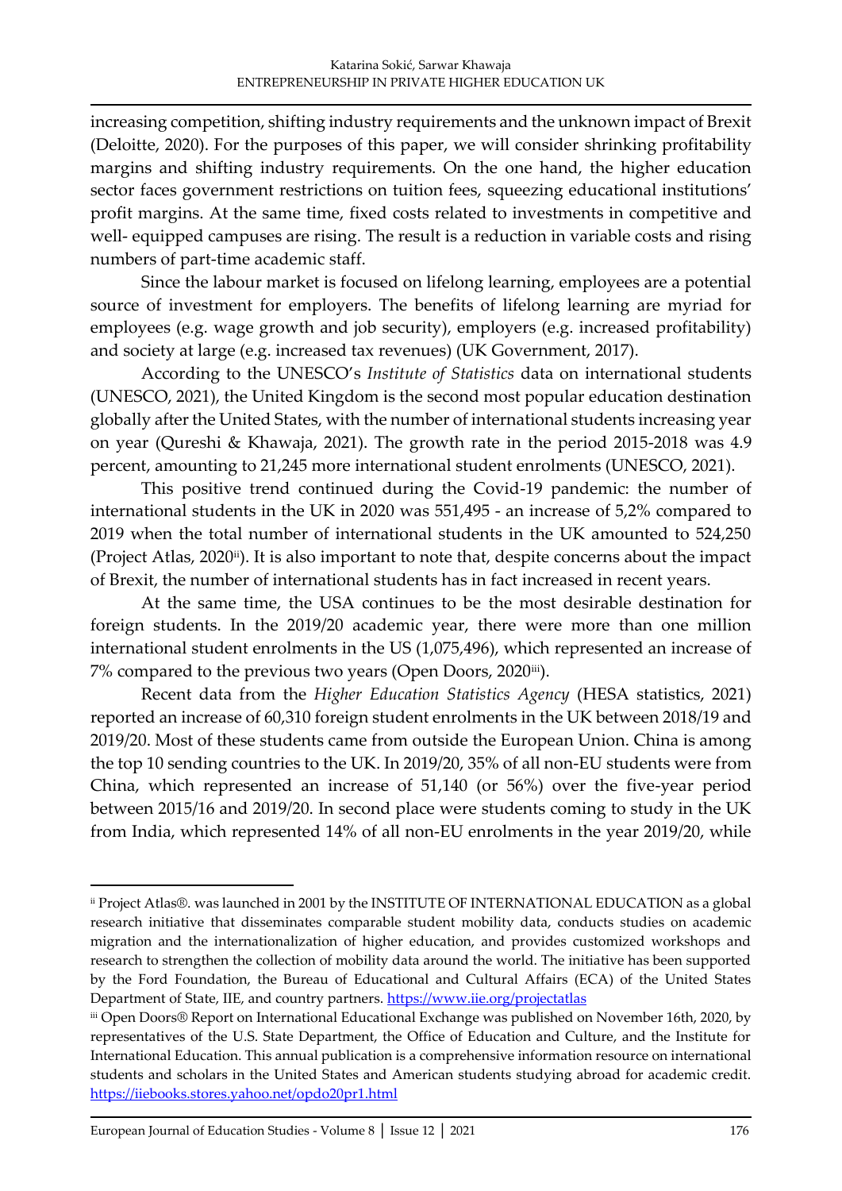increasing competition, shifting industry requirements and the unknown impact of Brexit (Deloitte, 2020). For the purposes of this paper, we will consider shrinking profitability margins and shifting industry requirements. On the one hand, the higher education sector faces government restrictions on tuition fees, squeezing educational institutions' profit margins. At the same time, fixed costs related to investments in competitive and well- equipped campuses are rising. The result is a reduction in variable costs and rising numbers of part-time academic staff.

Since the labour market is focused on lifelong learning, employees are a potential source of investment for employers. The benefits of lifelong learning are myriad for employees (e.g. wage growth and job security), employers (e.g. increased profitability) and society at large (e.g. increased tax revenues) (UK Government, 2017).

According to the UNESCO's *Institute of Statistics* data on international students (UNESCO, 2021), the United Kingdom is the second most popular education destination globally after the United States, with the number of international students increasing year on year (Qureshi & Khawaja, 2021). The growth rate in the period 2015-2018 was 4.9 percent, amounting to 21,245 more international student enrolments (UNESCO, 2021).

This positive trend continued during the Covid-19 pandemic: the number of international students in the UK in 2020 was 551,495 - an increase of 5,2% compared to 2019 when the total number of international students in the UK amounted to 524,250 (Project Atlas, 2020[ii]). It is also important to note that, despite concerns about the impact of Brexit, the number of international students has in fact increased in recent years.

At the same time, the USA continues to be the most desirable destination for foreign students. In the 2019/20 academic year, there were more than one million international student enrolments in the US (1,075,496), which represented an increase of 7% compared to the previous two years (Open Doors, 2020[iii]).

Recent data from the *Higher Education Statistics Agency* (HESA statistics, 2021) reported an increase of 60,310 foreign student enrolments in the UK between 2018/19 and 2019/20. Most of these students came from outside the European Union. China is among the top 10 sending countries to the UK. In 2019/20, 35% of all non-EU students were from China, which represented an increase of 51,140 (or 56%) over the five-year period between 2015/16 and 2019/20. In second place were students coming to study in the UK from India, which represented 14% of all non-EU enrolments in the year 2019/20, while

---

[ii] Project Atlas®. was launched in 2001 by the INSTITUTE OF INTERNATIONAL EDUCATION as a global research initiative that disseminates comparable student mobility data, conducts studies on academic migration and the internationalization of higher education, and provides customized workshops and research to strengthen the collection of mobility data around the world. The initiative has been supported by the Ford Foundation, the Bureau of Educational and Cultural Affairs (ECA) of the United States Department of State, IIE, and country partners. https://www.iie.org/projectatlas

[iii] Open Doors® Report on International Educational Exchange was published on November 16th, 2020, by representatives of the U.S. State Department, the Office of Education and Culture, and the Institute for International Education. This annual publication is a comprehensive information resource on international students and scholars in the United States and American students studying abroad for academic credit. https://iiebooks.stores.yahoo.net/opdo20pr1.html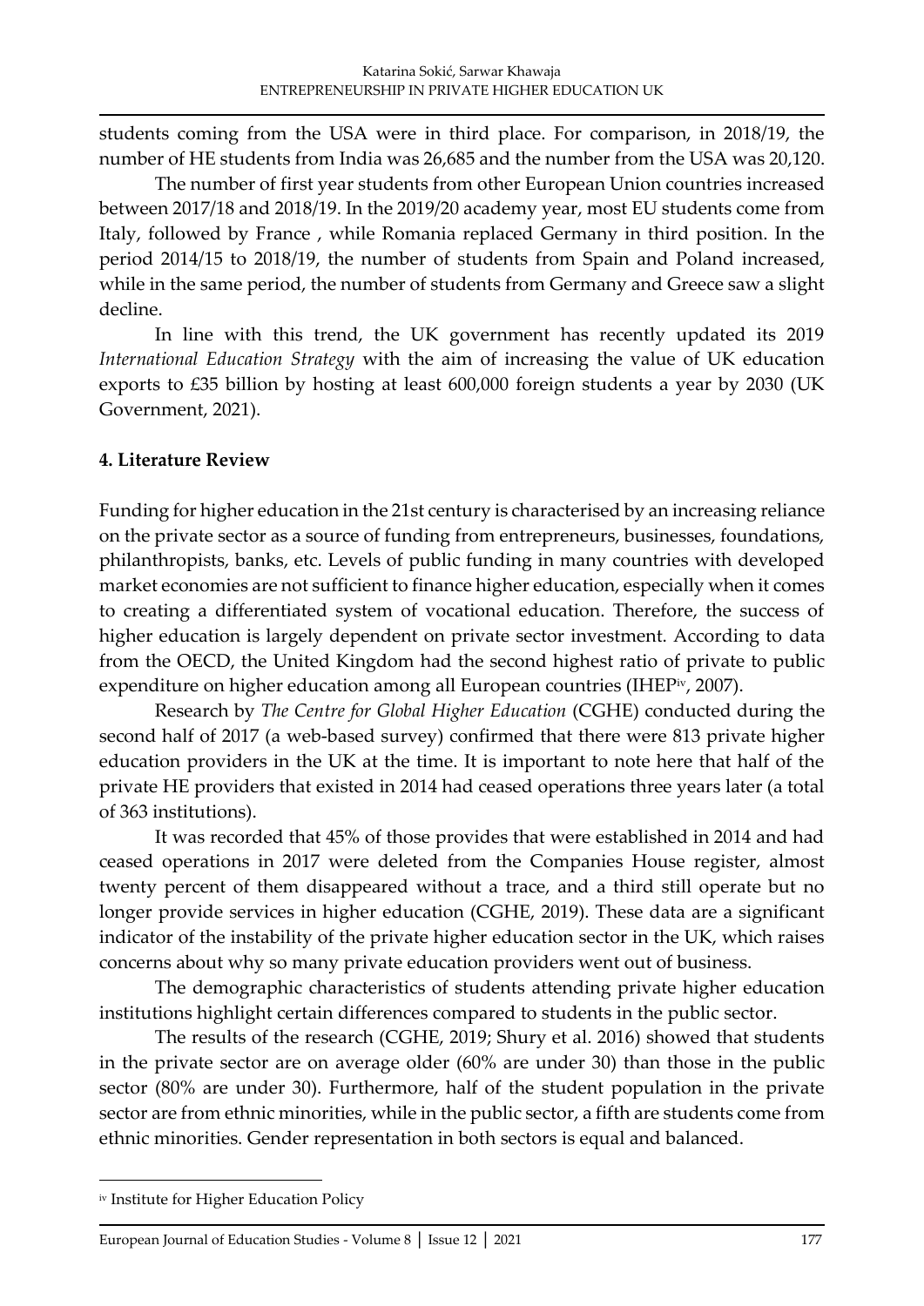students coming from the USA were in third place. For comparison, in 2018/19, the number of HE students from India was 26,685 and the number from the USA was 20,120.

The number of first year students from other European Union countries increased between 2017/18 and 2018/19. In the 2019/20 academy year, most EU students come from Italy, followed by France , while Romania replaced Germany in third position. In the period 2014/15 to 2018/19, the number of students from Spain and Poland increased, while in the same period, the number of students from Germany and Greece saw a slight decline.

In line with this trend, the UK government has recently updated its 2019 *International Education Strategy* with the aim of increasing the value of UK education exports to £35 billion by hosting at least 600,000 foreign students a year by 2030 (UK Government, 2021).

## 4. Literature Review

Funding for higher education in the 21st century is characterised by an increasing reliance on the private sector as a source of funding from entrepreneurs, businesses, foundations, philanthropists, banks, etc. Levels of public funding in many countries with developed market economies are not sufficient to finance higher education, especially when it comes to creating a differentiated system of vocational education. Therefore, the success of higher education is largely dependent on private sector investment. According to data from the OECD, the United Kingdom had the second highest ratio of private to public expenditure on higher education among all European countries (IHEP[iv], 2007).

Research by *The Centre for Global Higher Education* (CGHE) conducted during the second half of 2017 (a web-based survey) confirmed that there were 813 private higher education providers in the UK at the time. It is important to note here that half of the private HE providers that existed in 2014 had ceased operations three years later (a total of 363 institutions).

It was recorded that 45% of those provides that were established in 2014 and had ceased operations in 2017 were deleted from the Companies House register, almost twenty percent of them disappeared without a trace, and a third still operate but no longer provide services in higher education (CGHE, 2019). These data are a significant indicator of the instability of the private higher education sector in the UK, which raises concerns about why so many private education providers went out of business.

The demographic characteristics of students attending private higher education institutions highlight certain differences compared to students in the public sector.

The results of the research (CGHE, 2019; Shury et al. 2016) showed that students in the private sector are on average older (60% are under 30) than those in the public sector (80% are under 30). Furthermore, half of the student population in the private sector are from ethnic minorities, while in the public sector, a fifth are students come from ethnic minorities. Gender representation in both sectors is equal and balanced.

---

[iv] Institute for Higher Education Policy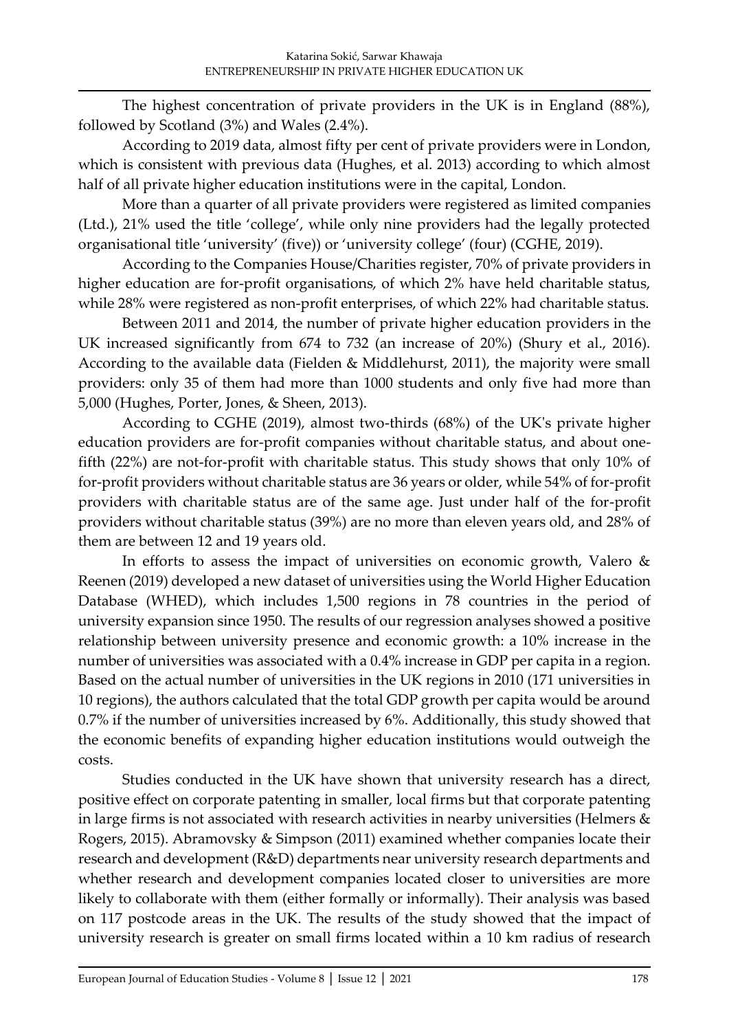The highest concentration of private providers in the UK is in England (88%), followed by Scotland (3%) and Wales (2.4%).

According to 2019 data, almost fifty per cent of private providers were in London, which is consistent with previous data (Hughes, et al. 2013) according to which almost half of all private higher education institutions were in the capital, London.

More than a quarter of all private providers were registered as limited companies (Ltd.), 21% used the title 'college', while only nine providers had the legally protected organisational title 'university' (five)) or 'university college' (four) (CGHE, 2019).

According to the Companies House/Charities register, 70% of private providers in higher education are for-profit organisations, of which 2% have held charitable status, while 28% were registered as non-profit enterprises, of which 22% had charitable status.

Between 2011 and 2014, the number of private higher education providers in the UK increased significantly from 674 to 732 (an increase of 20%) (Shury et al., 2016). According to the available data (Fielden & Middlehurst, 2011), the majority were small providers: only 35 of them had more than 1000 students and only five had more than 5,000 (Hughes, Porter, Jones, & Sheen, 2013).

According to CGHE (2019), almost two-thirds (68%) of the UK's private higher education providers are for-profit companies without charitable status, and about one-fifth (22%) are not-for-profit with charitable status. This study shows that only 10% of for-profit providers without charitable status are 36 years or older, while 54% of for-profit providers with charitable status are of the same age. Just under half of the for-profit providers without charitable status (39%) are no more than eleven years old, and 28% of them are between 12 and 19 years old.

In efforts to assess the impact of universities on economic growth, Valero & Reenen (2019) developed a new dataset of universities using the World Higher Education Database (WHED), which includes 1,500 regions in 78 countries in the period of university expansion since 1950. The results of our regression analyses showed a positive relationship between university presence and economic growth: a 10% increase in the number of universities was associated with a 0.4% increase in GDP per capita in a region. Based on the actual number of universities in the UK regions in 2010 (171 universities in 10 regions), the authors calculated that the total GDP growth per capita would be around 0.7% if the number of universities increased by 6%. Additionally, this study showed that the economic benefits of expanding higher education institutions would outweigh the costs.

Studies conducted in the UK have shown that university research has a direct, positive effect on corporate patenting in smaller, local firms but that corporate patenting in large firms is not associated with research activities in nearby universities (Helmers & Rogers, 2015). Abramovsky & Simpson (2011) examined whether companies locate their research and development (R&D) departments near university research departments and whether research and development companies located closer to universities are more likely to collaborate with them (either formally or informally). Their analysis was based on 117 postcode areas in the UK. The results of the study showed that the impact of university research is greater on small firms located within a 10 km radius of research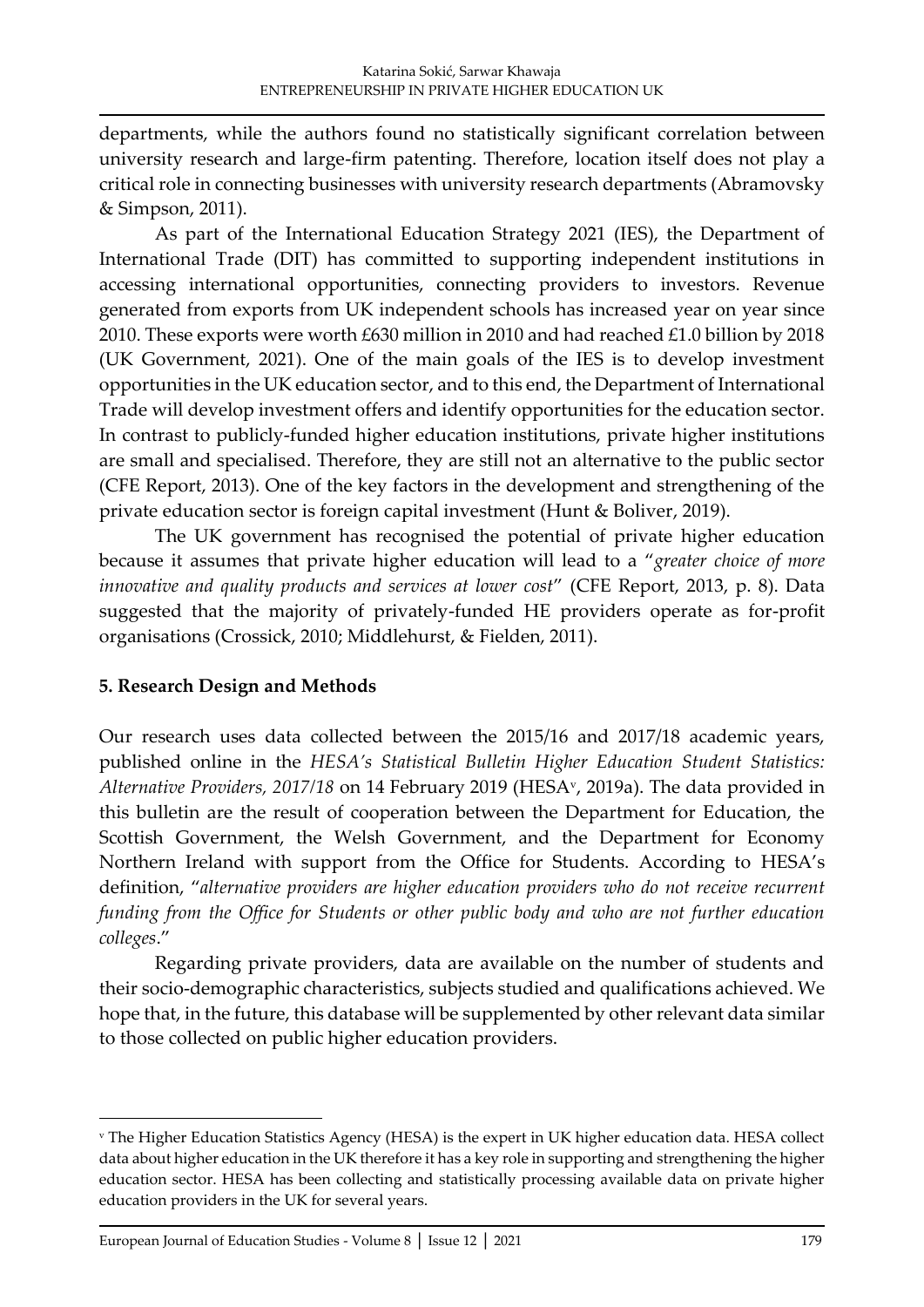departments, while the authors found no statistically significant correlation between university research and large-firm patenting. Therefore, location itself does not play a critical role in connecting businesses with university research departments (Abramovsky & Simpson, 2011).

As part of the International Education Strategy 2021 (IES), the Department of International Trade (DIT) has committed to supporting independent institutions in accessing international opportunities, connecting providers to investors. Revenue generated from exports from UK independent schools has increased year on year since 2010. These exports were worth £630 million in 2010 and had reached £1.0 billion by 2018 (UK Government, 2021). One of the main goals of the IES is to develop investment opportunities in the UK education sector, and to this end, the Department of International Trade will develop investment offers and identify opportunities for the education sector. In contrast to publicly-funded higher education institutions, private higher institutions are small and specialised. Therefore, they are still not an alternative to the public sector (CFE Report, 2013). One of the key factors in the development and strengthening of the private education sector is foreign capital investment (Hunt & Boliver, 2019).

The UK government has recognised the potential of private higher education because it assumes that private higher education will lead to a "*greater choice of more innovative and quality products and services at lower cost*" (CFE Report, 2013, p. 8). Data suggested that the majority of privately-funded HE providers operate as for-profit organisations (Crossick, 2010; Middlehurst, & Fielden, 2011).

## 5. Research Design and Methods

Our research uses data collected between the 2015/16 and 2017/18 academic years, published online in the *HESA's Statistical Bulletin Higher Education Student Statistics: Alternative Providers, 2017/18* on 14 February 2019 (HESA[v], 2019a). The data provided in this bulletin are the result of cooperation between the Department for Education, the Scottish Government, the Welsh Government, and the Department for Economy Northern Ireland with support from the Office for Students. According to HESA's definition, "*alternative providers are higher education providers who do not receive recurrent funding from the Office for Students or other public body and who are not further education colleges*."

Regarding private providers, data are available on the number of students and their socio-demographic characteristics, subjects studied and qualifications achieved. We hope that, in the future, this database will be supplemented by other relevant data similar to those collected on public higher education providers.

[v] The Higher Education Statistics Agency (HESA) is the expert in UK higher education data. HESA collect data about higher education in the UK therefore it has a key role in supporting and strengthening the higher education sector. HESA has been collecting and statistically processing available data on private higher education providers in the UK for several years.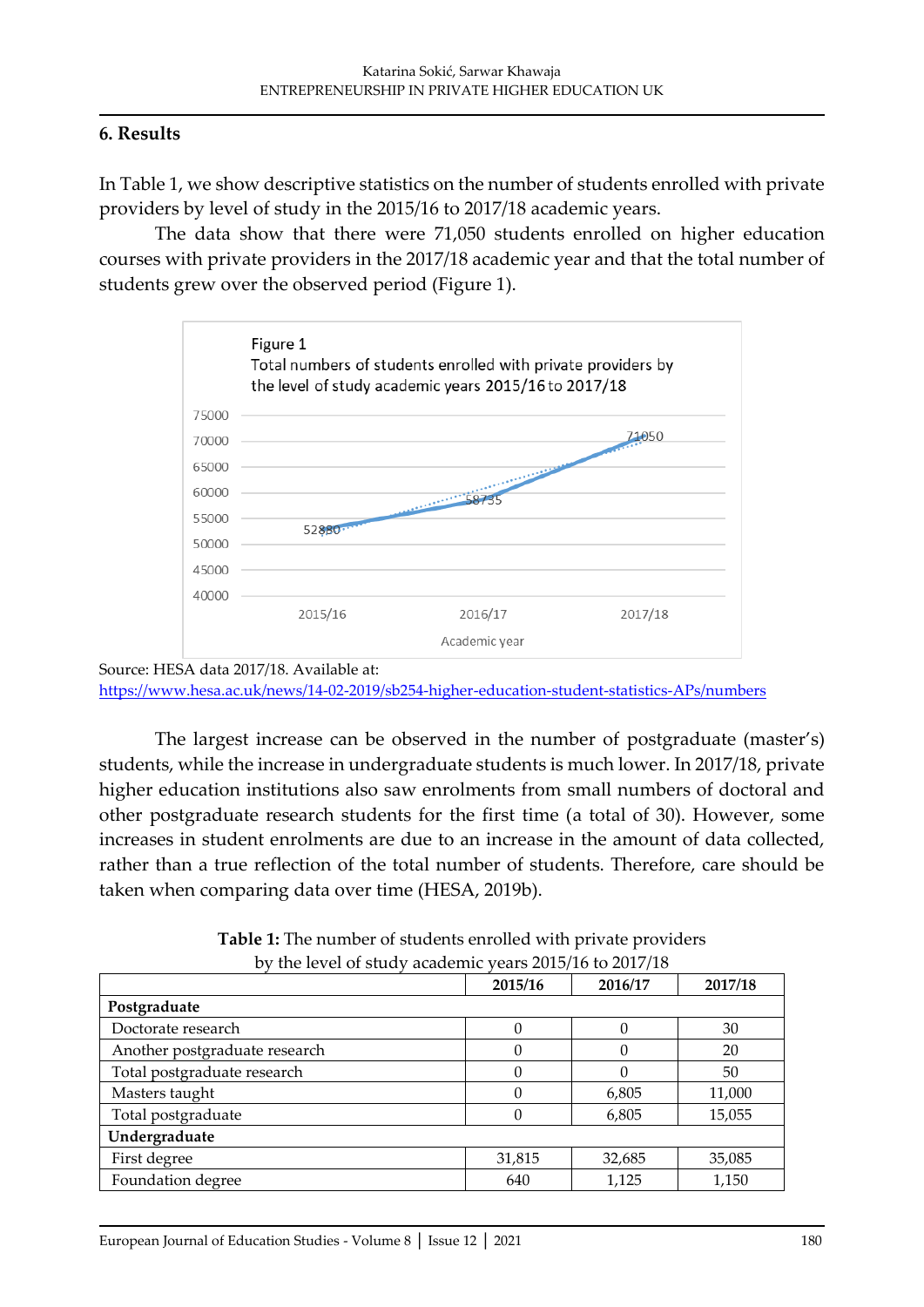## 6. Results

In Table 1, we show descriptive statistics on the number of students enrolled with private providers by level of study in the 2015/16 to 2017/18 academic years.

The data show that there were 71,050 students enrolled on higher education courses with private providers in the 2017/18 academic year and that the total number of students grew over the observed period (Figure 1).

Figure 1
Total numbers of students enrolled with private providers by the level of study academic years 2015/16 to 2017/18

Source: HESA data 2017/18. Available at: https://www.hesa.ac.uk/news/14-02-2019/sb254-higher-education-student-statistics-APs/numbers

The largest increase can be observed in the number of postgraduate (master's) students, while the increase in undergraduate students is much lower. In 2017/18, private higher education institutions also saw enrolments from small numbers of doctoral and other postgraduate research students for the first time (a total of 30). However, some increases in student enrolments are due to an increase in the amount of data collected, rather than a true reflection of the total number of students. Therefore, care should be taken when comparing data over time (HESA, 2019b).

**Table 1:** The number of students enrolled with private providers by the level of study academic years 2015/16 to 2017/18

| | 2015/16 | 2016/17 | 2017/18 |
|---|---|---|---|
| **Postgraduate** | | | |
| Doctorate research | 0 | 0 | 30 |
| Another postgraduate research | 0 | 0 | 20 |
| Total postgraduate research | 0 | 0 | 50 |
| Masters taught | 0 | 6,805 | 11,000 |
| Total postgraduate | 0 | 6,805 | 15,055 |
| **Undergraduate** | | | |
| First degree | 31,815 | 32,685 | 35,085 |
| Foundation degree | 640 | 1,125 | 1,150 |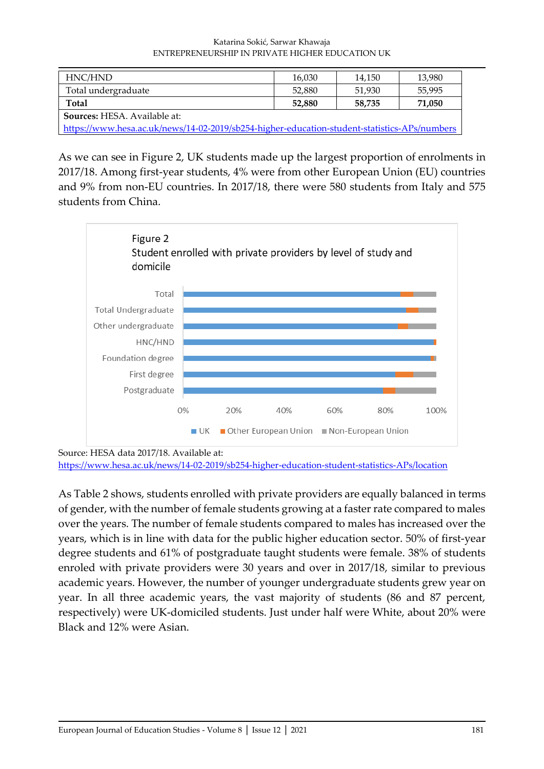| HNC/HND | 16,030 | 14,150 | 13,980 |
|---|---|---|---|
| Total undergraduate | 52,880 | 51,930 | 55,995 |
| **Total** | **52,880** | **58,735** | **71,050** |
| **Sources:** HESA. Available at: https://www.hesa.ac.uk/news/14-02-2019/sb254-higher-education-student-statistics-APs/numbers | | | |

As we can see in Figure 2, UK students made up the largest proportion of enrolments in 2017/18. Among first-year students, 4% were from other European Union (EU) countries and 9% from non-EU countries. In 2017/18, there were 580 students from Italy and 575 students from China.

Figure 2
Student enrolled with private providers by level of study and domicile

Source: HESA data 2017/18. Available at: https://www.hesa.ac.uk/news/14-02-2019/sb254-higher-education-student-statistics-APs/location

As Table 2 shows, students enrolled with private providers are equally balanced in terms of gender, with the number of female students growing at a faster rate compared to males over the years. The number of female students compared to males has increased over the years, which is in line with data for the public higher education sector. 50% of first-year degree students and 61% of postgraduate taught students were female. 38% of students enroled with private providers were 30 years and over in 2017/18, similar to previous academic years. However, the number of younger undergraduate students grew year on year. In all three academic years, the vast majority of students (86 and 87 percent, respectively) were UK-domiciled students. Just under half were White, about 20% were Black and 12% were Asian.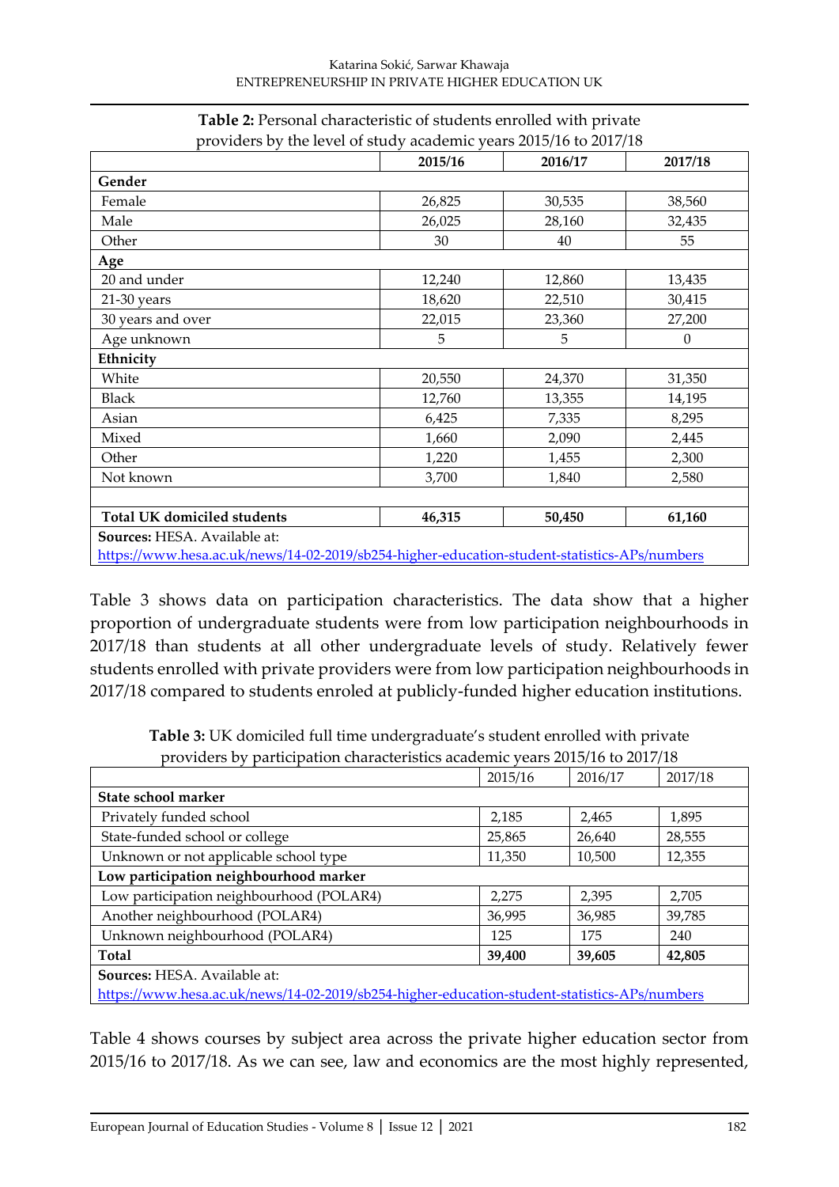**Table 2:** Personal characteristic of students enrolled with private providers by the level of study academic years 2015/16 to 2017/18

| | 2015/16 | 2016/17 | 2017/18 |
|---|---|---|---|
| **Gender** | | | |
| Female | 26,825 | 30,535 | 38,560 |
| Male | 26,025 | 28,160 | 32,435 |
| Other | 30 | 40 | 55 |
| **Age** | | | |
| 20 and under | 12,240 | 12,860 | 13,435 |
| 21-30 years | 18,620 | 22,510 | 30,415 |
| 30 years and over | 22,015 | 23,360 | 27,200 |
| Age unknown | 5 | 5 | 0 |
| **Ethnicity** | | | |
| White | 20,550 | 24,370 | 31,350 |
| Black | 12,760 | 13,355 | 14,195 |
| Asian | 6,425 | 7,335 | 8,295 |
| Mixed | 1,660 | 2,090 | 2,445 |
| Other | 1,220 | 1,455 | 2,300 |
| Not known | 3,700 | 1,840 | 2,580 |
| | | | |
| **Total UK domiciled students** | **46,315** | **50,450** | **61,160** |

**Sources:** HESA. Available at: https://www.hesa.ac.uk/news/14-02-2019/sb254-higher-education-student-statistics-APs/numbers

Table 3 shows data on participation characteristics. The data show that a higher proportion of undergraduate students were from low participation neighbourhoods in 2017/18 than students at all other undergraduate levels of study. Relatively fewer students enrolled with private providers were from low participation neighbourhoods in 2017/18 compared to students enroled at publicly-funded higher education institutions.

**Table 3:** UK domiciled full time undergraduate's student enrolled with private providers by participation characteristics academic years 2015/16 to 2017/18

| | 2015/16 | 2016/17 | 2017/18 |
|---|---|---|---|
| **State school marker** | | | |
| Privately funded school | 2,185 | 2,465 | 1,895 |
| State-funded school or college | 25,865 | 26,640 | 28,555 |
| Unknown or not applicable school type | 11,350 | 10,500 | 12,355 |
| **Low participation neighbourhood marker** | | | |
| Low participation neighbourhood (POLAR4) | 2,275 | 2,395 | 2,705 |
| Another neighbourhood (POLAR4) | 36,995 | 36,985 | 39,785 |
| Unknown neighbourhood (POLAR4) | 125 | 175 | 240 |
| **Total** | **39,400** | **39,605** | **42,805** |

**Sources:** HESA. Available at: https://www.hesa.ac.uk/news/14-02-2019/sb254-higher-education-student-statistics-APs/numbers

Table 4 shows courses by subject area across the private higher education sector from 2015/16 to 2017/18. As we can see, law and economics are the most highly represented,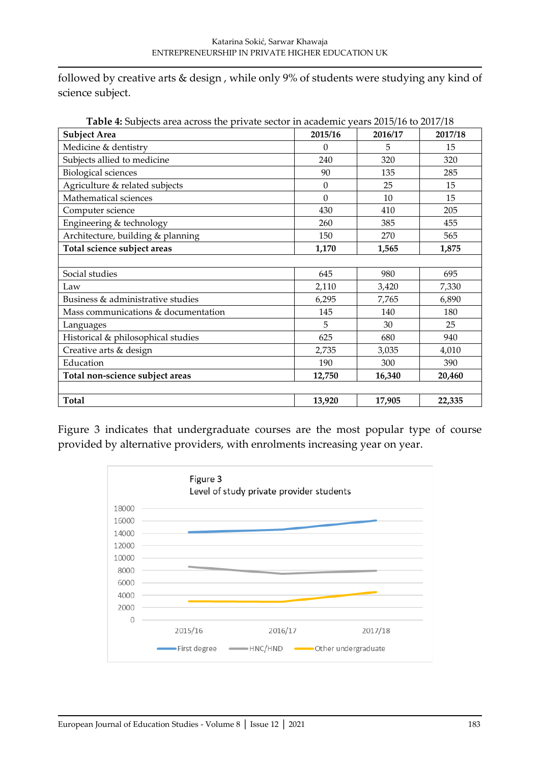followed by creative arts & design , while only 9% of students were studying any kind of science subject.

**Table 4:** Subjects area across the private sector in academic years 2015/16 to 2017/18

| **Subject Area** | **2015/16** | **2016/17** | **2017/18** |
|---|---|---|---|
| Medicine & dentistry | 0 | 5 | 15 |
| Subjects allied to medicine | 240 | 320 | 320 |
| Biological sciences | 90 | 135 | 285 |
| Agriculture & related subjects | 0 | 25 | 15 |
| Mathematical sciences | 0 | 10 | 15 |
| Computer science | 430 | 410 | 205 |
| Engineering & technology | 260 | 385 | 455 |
| Architecture, building & planning | 150 | 270 | 565 |
| **Total science subject areas** | **1,170** | **1,565** | **1,875** |
| | | | |
| Social studies | 645 | 980 | 695 |
| Law | 2,110 | 3,420 | 7,330 |
| Business & administrative studies | 6,295 | 7,765 | 6,890 |
| Mass communications & documentation | 145 | 140 | 180 |
| Languages | 5 | 30 | 25 |
| Historical & philosophical studies | 625 | 680 | 940 |
| Creative arts & design | 2,735 | 3,035 | 4,010 |
| Education | 190 | 300 | 390 |
| **Total non-science subject areas** | **12,750** | **16,340** | **20,460** |
| | | | |
| **Total** | **13,920** | **17,905** | **22,335** |

Figure 3 indicates that undergraduate courses are the most popular type of course provided by alternative providers, with enrolments increasing year on year.

Figure 3
Level of study private provider students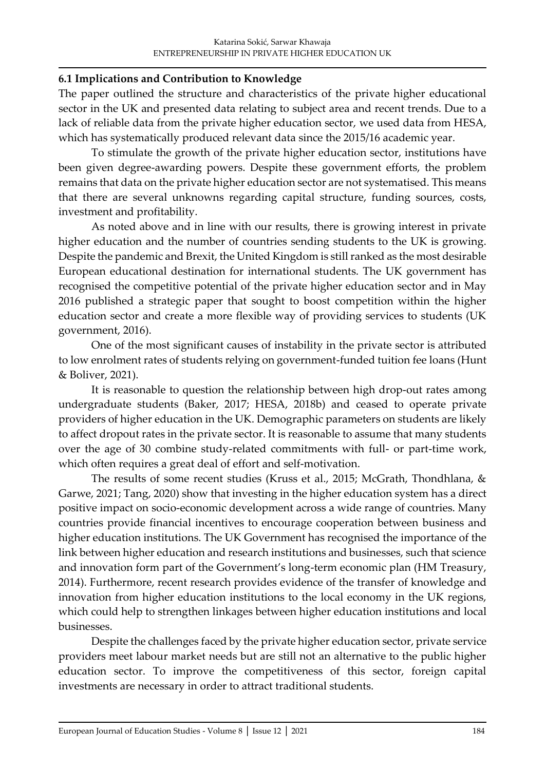### 6.1 Implications and Contribution to Knowledge

The paper outlined the structure and characteristics of the private higher educational sector in the UK and presented data relating to subject area and recent trends. Due to a lack of reliable data from the private higher education sector, we used data from HESA, which has systematically produced relevant data since the 2015/16 academic year.

To stimulate the growth of the private higher education sector, institutions have been given degree-awarding powers. Despite these government efforts, the problem remains that data on the private higher education sector are not systematised. This means that there are several unknowns regarding capital structure, funding sources, costs, investment and profitability.

As noted above and in line with our results, there is growing interest in private higher education and the number of countries sending students to the UK is growing. Despite the pandemic and Brexit, the United Kingdom is still ranked as the most desirable European educational destination for international students. The UK government has recognised the competitive potential of the private higher education sector and in May 2016 published a strategic paper that sought to boost competition within the higher education sector and create a more flexible way of providing services to students (UK government, 2016).

One of the most significant causes of instability in the private sector is attributed to low enrolment rates of students relying on government-funded tuition fee loans (Hunt & Boliver, 2021).

It is reasonable to question the relationship between high drop-out rates among undergraduate students (Baker, 2017; HESA, 2018b) and ceased to operate private providers of higher education in the UK. Demographic parameters on students are likely to affect dropout rates in the private sector. It is reasonable to assume that many students over the age of 30 combine study-related commitments with full- or part-time work, which often requires a great deal of effort and self-motivation.

The results of some recent studies (Kruss et al., 2015; McGrath, Thondhlana, & Garwe, 2021; Tang, 2020) show that investing in the higher education system has a direct positive impact on socio-economic development across a wide range of countries. Many countries provide financial incentives to encourage cooperation between business and higher education institutions. The UK Government has recognised the importance of the link between higher education and research institutions and businesses, such that science and innovation form part of the Government's long-term economic plan (HM Treasury, 2014). Furthermore, recent research provides evidence of the transfer of knowledge and innovation from higher education institutions to the local economy in the UK regions, which could help to strengthen linkages between higher education institutions and local businesses.

Despite the challenges faced by the private higher education sector, private service providers meet labour market needs but are still not an alternative to the public higher education sector. To improve the competitiveness of this sector, foreign capital investments are necessary in order to attract traditional students.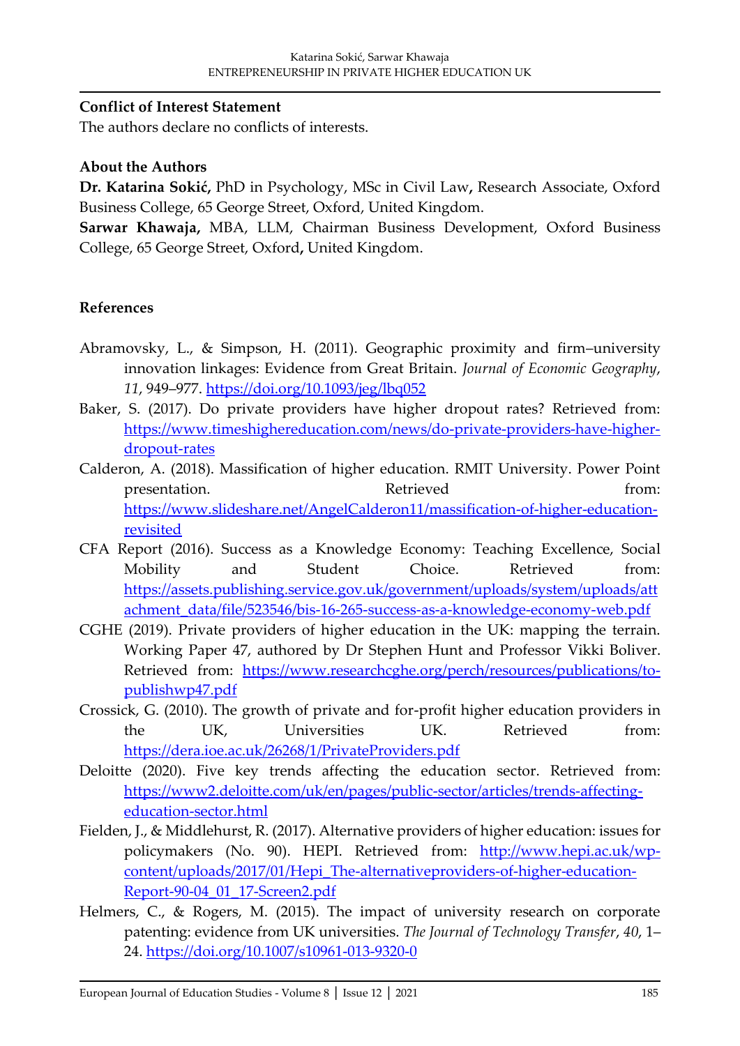**Conflict of Interest Statement**

The authors declare no conflicts of interests.

**About the Authors**

**Dr. Katarina Sokić,** PhD in Psychology, MSc in Civil Law**,** Research Associate, Oxford Business College, 65 George Street, Oxford, United Kingdom.

**Sarwar Khawaja,** MBA, LLM, Chairman Business Development, Oxford Business College, 65 George Street, Oxford**,** United Kingdom.

**References**

Abramovsky, L., & Simpson, H. (2011). Geographic proximity and firm–university innovation linkages: Evidence from Great Britain. *Journal of Economic Geography*, *11*, 949–977. https://doi.org/10.1093/jeg/lbq052

Baker, S. (2017). Do private providers have higher dropout rates? Retrieved from: https://www.timeshighereducation.com/news/do-private-providers-have-higher-dropout-rates

Calderon, A. (2018). Massification of higher education. RMIT University. Power Point presentation. Retrieved from: https://www.slideshare.net/AngelCalderon11/massification-of-higher-education-revisited

CFA Report (2016). Success as a Knowledge Economy: Teaching Excellence, Social Mobility and Student Choice. Retrieved from: https://assets.publishing.service.gov.uk/government/uploads/system/uploads/attachment_data/file/523546/bis-16-265-success-as-a-knowledge-economy-web.pdf

CGHE (2019). Private providers of higher education in the UK: mapping the terrain. Working Paper 47, authored by Dr Stephen Hunt and Professor Vikki Boliver. Retrieved from: https://www.researchcghe.org/perch/resources/publications/to-publishwp47.pdf

Crossick, G. (2010). The growth of private and for-profit higher education providers in the UK, Universities UK. Retrieved from: https://dera.ioe.ac.uk/26268/1/PrivateProviders.pdf

Deloitte (2020). Five key trends affecting the education sector. Retrieved from: https://www2.deloitte.com/uk/en/pages/public-sector/articles/trends-affecting-education-sector.html

Fielden, J., & Middlehurst, R. (2017). Alternative providers of higher education: issues for policymakers (No. 90). HEPI. Retrieved from: http://www.hepi.ac.uk/wp-content/uploads/2017/01/Hepi_The-alternativeproviders-of-higher-education-Report-90-04_01_17-Screen2.pdf

Helmers, C., & Rogers, M. (2015). The impact of university research on corporate patenting: evidence from UK universities. *The Journal of Technology Transfer*, *40*, 1–24. https://doi.org/10.1007/s10961-013-9320-0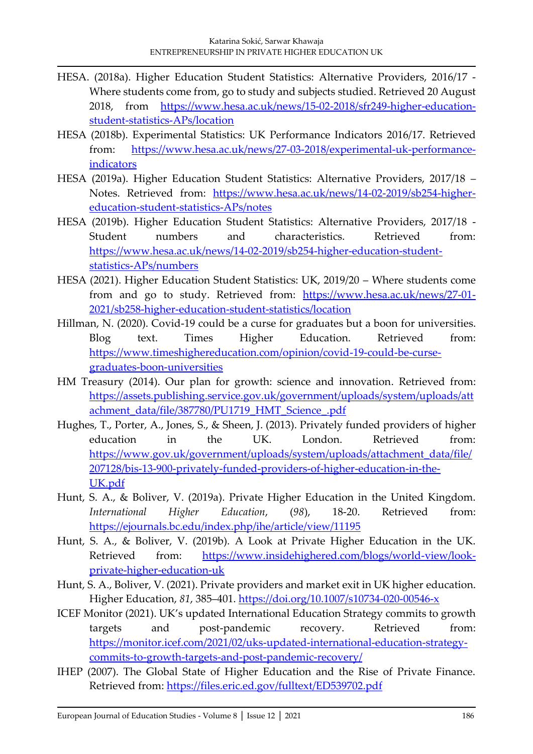HESA. (2018a). Higher Education Student Statistics: Alternative Providers, 2016/17 - Where students come from, go to study and subjects studied. Retrieved 20 August 2018, from https://www.hesa.ac.uk/news/15-02-2018/sfr249-higher-education-student-statistics-APs/location

HESA (2018b). Experimental Statistics: UK Performance Indicators 2016/17. Retrieved from: https://www.hesa.ac.uk/news/27-03-2018/experimental-uk-performance-indicators

HESA (2019a). Higher Education Student Statistics: Alternative Providers, 2017/18 – Notes. Retrieved from: https://www.hesa.ac.uk/news/14-02-2019/sb254-higher-education-student-statistics-APs/notes

HESA (2019b). Higher Education Student Statistics: Alternative Providers, 2017/18 - Student numbers and characteristics. Retrieved from: https://www.hesa.ac.uk/news/14-02-2019/sb254-higher-education-student-statistics-APs/numbers

HESA (2021). Higher Education Student Statistics: UK, 2019/20 – Where students come from and go to study. Retrieved from: https://www.hesa.ac.uk/news/27-01-2021/sb258-higher-education-student-statistics/location

Hillman, N. (2020). Covid-19 could be a curse for graduates but a boon for universities. Blog text. Times Higher Education. Retrieved from: https://www.timeshighereducation.com/opinion/covid-19-could-be-curse-graduates-boon-universities

HM Treasury (2014). Our plan for growth: science and innovation. Retrieved from: https://assets.publishing.service.gov.uk/government/uploads/system/uploads/attachment_data/file/387780/PU1719_HMT_Science_.pdf

Hughes, T., Porter, A., Jones, S., & Sheen, J. (2013). Privately funded providers of higher education in the UK. London. Retrieved from: https://www.gov.uk/government/uploads/system/uploads/attachment_data/file/207128/bis-13-900-privately-funded-providers-of-higher-education-in-the-UK.pdf

Hunt, S. A., & Boliver, V. (2019a). Private Higher Education in the United Kingdom. *International Higher Education*, (*98*), 18-20. Retrieved from: https://ejournals.bc.edu/index.php/ihe/article/view/11195

Hunt, S. A., & Boliver, V. (2019b). A Look at Private Higher Education in the UK. Retrieved from: https://www.insidehighered.com/blogs/world-view/look-private-higher-education-uk

Hunt, S. A., Boliver, V. (2021). Private providers and market exit in UK higher education. Higher Education, *81*, 385–401. https://doi.org/10.1007/s10734-020-00546-x

ICEF Monitor (2021). UK's updated International Education Strategy commits to growth targets and post-pandemic recovery. Retrieved from: https://monitor.icef.com/2021/02/uks-updated-international-education-strategy-commits-to-growth-targets-and-post-pandemic-recovery/

IHEP (2007). The Global State of Higher Education and the Rise of Private Finance. Retrieved from: https://files.eric.ed.gov/fulltext/ED539702.pdf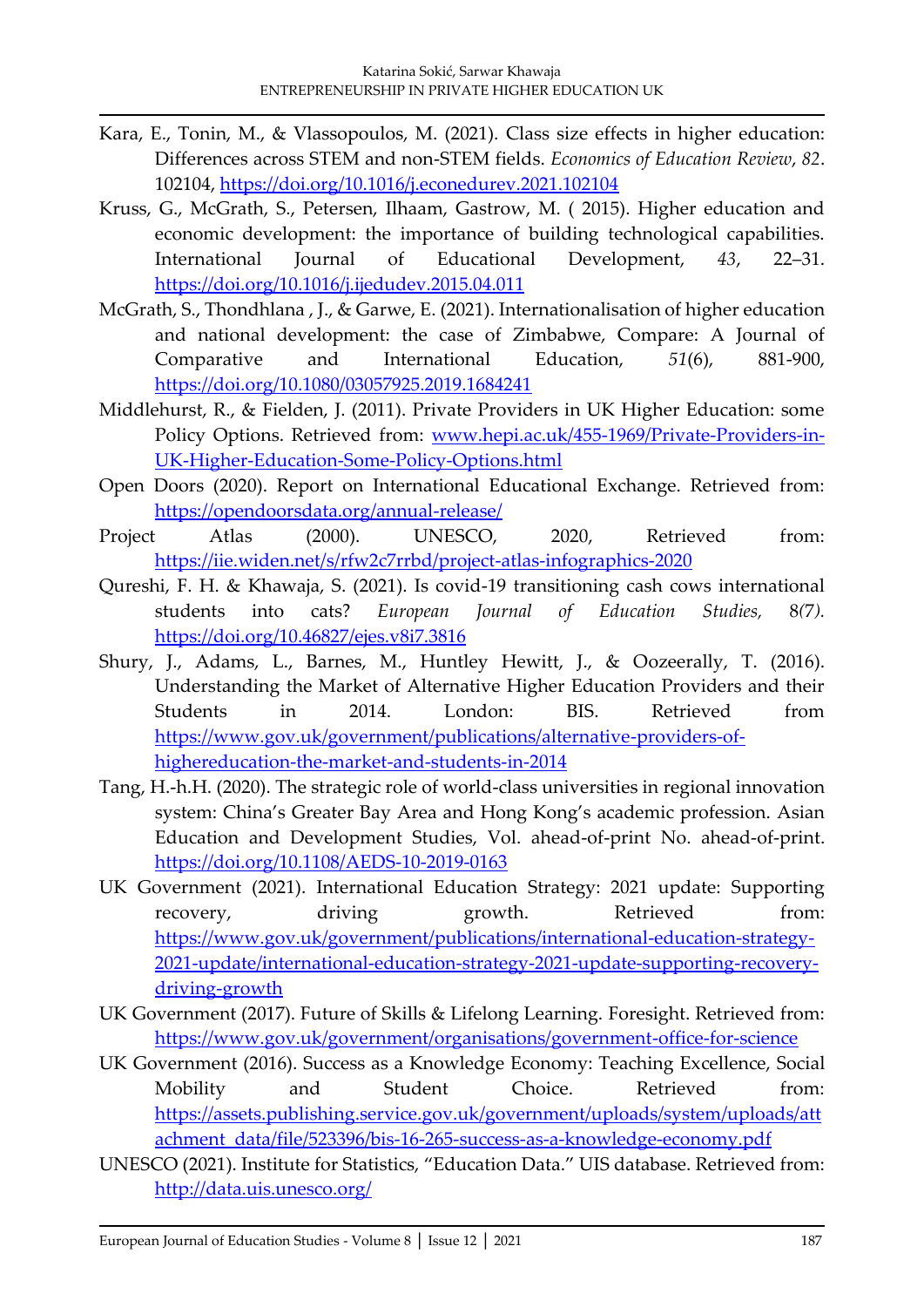Kara, E., Tonin, M., & Vlassopoulos, M. (2021). Class size effects in higher education: Differences across STEM and non-STEM fields. *Economics of Education Review*, *82*. 102104, https://doi.org/10.1016/j.econedurev.2021.102104

Kruss, G., McGrath, S., Petersen, Ilhaam, Gastrow, M. ( 2015). Higher education and economic development: the importance of building technological capabilities. International Journal of Educational Development, *43*, 22–31. https://doi.org/10.1016/j.ijedudev.2015.04.011

McGrath, S., Thondhlana , J., & Garwe, E. (2021). Internationalisation of higher education and national development: the case of Zimbabwe, Compare: A Journal of Comparative and International Education, *51*(6), 881-900, https://doi.org/10.1080/03057925.2019.1684241

Middlehurst, R., & Fielden, J. (2011). Private Providers in UK Higher Education: some Policy Options. Retrieved from: www.hepi.ac.uk/455-1969/Private-Providers-in-UK-Higher-Education-Some-Policy-Options.html

Open Doors (2020). Report on International Educational Exchange. Retrieved from: https://opendoorsdata.org/annual-release/

Project Atlas (2000). UNESCO, 2020, Retrieved from: https://iie.widen.net/s/rfw2c7rrbd/project-atlas-infographics-2020

Qureshi, F. H. & Khawaja, S. (2021). Is covid-19 transitioning cash cows international students into cats? *European Journal of Education Studies,* 8*(7).* https://doi.org/10.46827/ejes.v8i7.3816

Shury, J., Adams, L., Barnes, M., Huntley Hewitt, J., & Oozeerally, T. (2016). Understanding the Market of Alternative Higher Education Providers and their Students in 2014. London: BIS. Retrieved from https://www.gov.uk/government/publications/alternative-providers-of-highereducation-the-market-and-students-in-2014

Tang, H.-h.H. (2020). The strategic role of world-class universities in regional innovation system: China's Greater Bay Area and Hong Kong's academic profession. Asian Education and Development Studies, Vol. ahead-of-print No. ahead-of-print. https://doi.org/10.1108/AEDS-10-2019-0163

UK Government (2021). International Education Strategy: 2021 update: Supporting recovery, driving growth. Retrieved from: https://www.gov.uk/government/publications/international-education-strategy-2021-update/international-education-strategy-2021-update-supporting-recovery-driving-growth

UK Government (2017). Future of Skills & Lifelong Learning. Foresight. Retrieved from: https://www.gov.uk/government/organisations/government-office-for-science

UK Government (2016). Success as a Knowledge Economy: Teaching Excellence, Social Mobility and Student Choice. Retrieved from: https://assets.publishing.service.gov.uk/government/uploads/system/uploads/attachment_data/file/523396/bis-16-265-success-as-a-knowledge-economy.pdf

UNESCO (2021). Institute for Statistics, "Education Data." UIS database. Retrieved from: http://data.uis.unesco.org/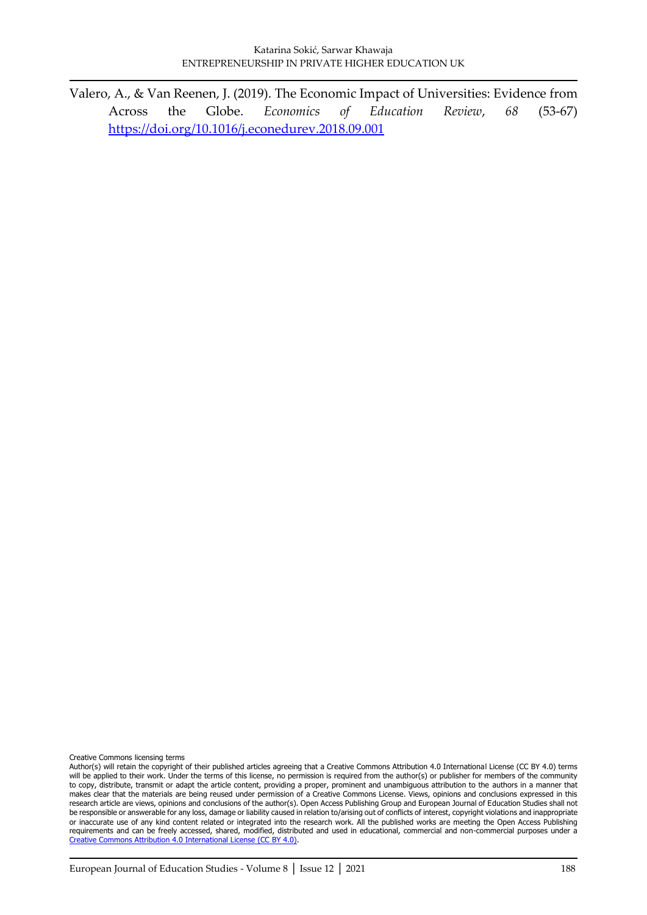Valero, A., & Van Reenen, J. (2019). The Economic Impact of Universities: Evidence from Across the Globe. *Economics of Education Review*, *68* (53-67) https://doi.org/10.1016/j.econedurev.2018.09.001

Creative Commons licensing terms

Author(s) will retain the copyright of their published articles agreeing that a Creative Commons Attribution 4.0 International License (CC BY 4.0) terms will be applied to their work. Under the terms of this license, no permission is required from the author(s) or publisher for members of the community to copy, distribute, transmit or adapt the article content, providing a proper, prominent and unambiguous attribution to the authors in a manner that makes clear that the materials are being reused under permission of a Creative Commons License. Views, opinions and conclusions expressed in this research article are views, opinions and conclusions of the author(s). Open Access Publishing Group and European Journal of Education Studies shall not be responsible or answerable for any loss, damage or liability caused in relation to/arising out of conflicts of interest, copyright violations and inappropriate or inaccurate use of any kind content related or integrated into the research work. All the published works are meeting the Open Access Publishing requirements and can be freely accessed, shared, modified, distributed and used in educational, commercial and non-commercial purposes under a Creative Commons Attribution 4.0 International License (CC BY 4.0).